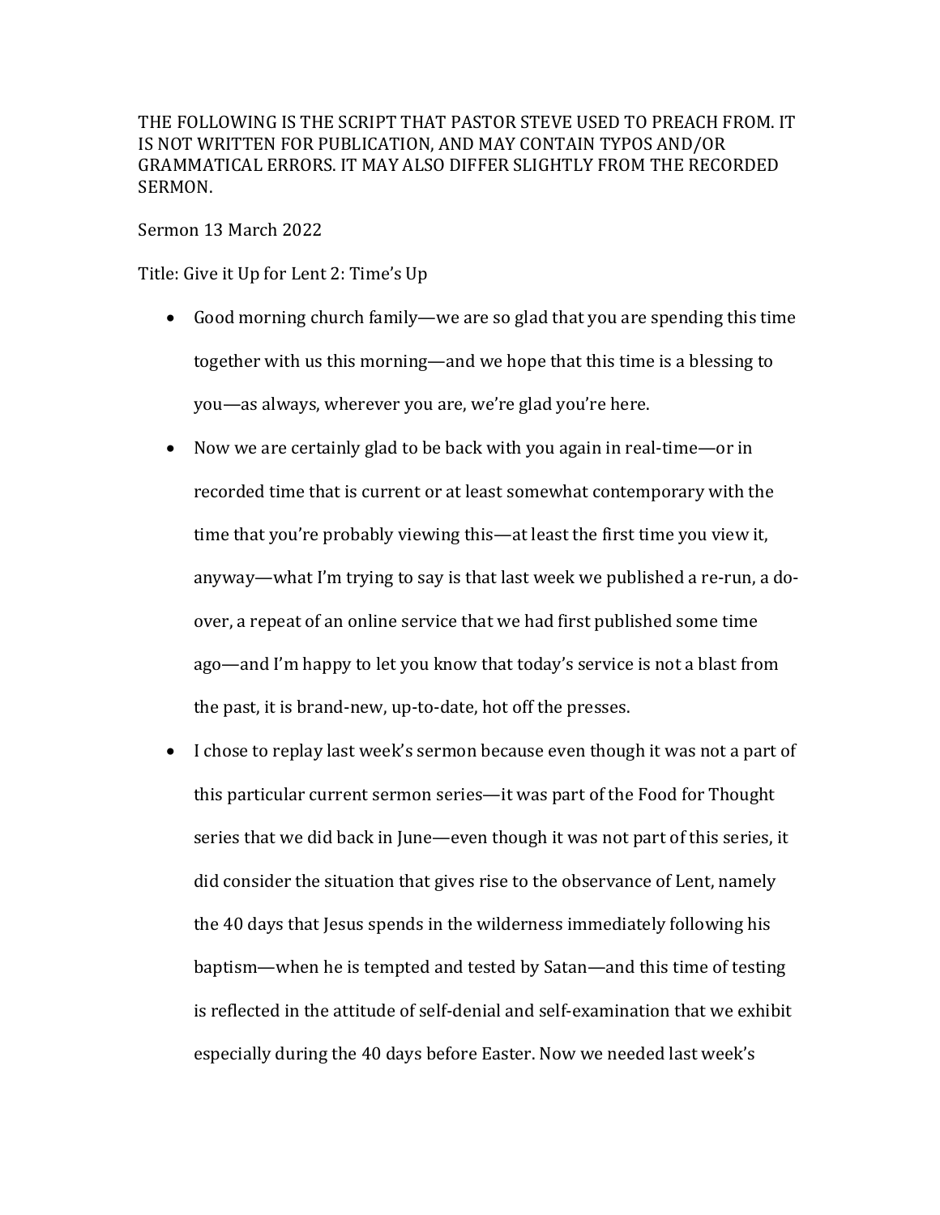THE FOLLOWING IS THE SCRIPT THAT PASTOR STEVE USED TO PREACH FROM. IT IS NOT WRITTEN FOR PUBLICATION, AND MAY CONTAIN TYPOS AND/OR GRAMMATICAL ERRORS. IT MAY ALSO DIFFER SLIGHTLY FROM THE RECORDED SERMON.

Sermon 13 March 2022

Title: Give it Up for Lent 2: Time's Up

- Good morning church family—we are so glad that you are spending this time together with us this morning—and we hope that this time is a blessing to you—as always, wherever you are, we're glad you're here.
- Now we are certainly glad to be back with you again in real-time—or in recorded time that is current or at least somewhat contemporary with the time that you're probably viewing this—at least the first time you view it, anyway—what I'm trying to say is that last week we published a re-run, a do-over, a repeat of an online service that we had first published some time ago—and I'm happy to let you know that today's service is not a blast from the past, it is brand-new, up-to-date, hot off the presses.
- I chose to replay last week's sermon because even though it was not a part of this particular current sermon series—it was part of the Food for Thought series that we did back in June—even though it was not part of this series, it did consider the situation that gives rise to the observance of Lent, namely the 40 days that Jesus spends in the wilderness immediately following his baptism—when he is tempted and tested by Satan—and this time of testing is reflected in the attitude of self-denial and self-examination that we exhibit especially during the 40 days before Easter. Now we needed last week's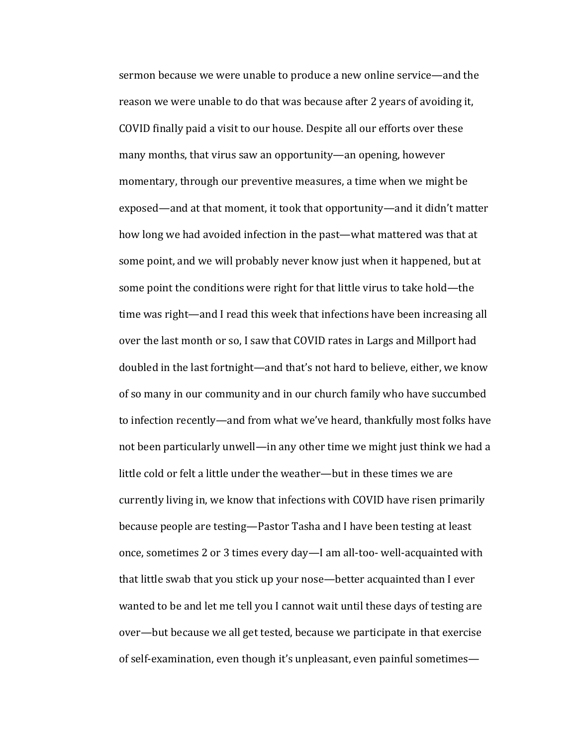sermon because we were unable to produce a new online service—and the reason we were unable to do that was because after 2 years of avoiding it, COVID finally paid a visit to our house. Despite all our efforts over these many months, that virus saw an opportunity—an opening, however momentary, through our preventive measures, a time when we might be exposed—and at that moment, it took that opportunity—and it didn't matter how long we had avoided infection in the past—what mattered was that at some point, and we will probably never know just when it happened, but at some point the conditions were right for that little virus to take hold—the time was right—and I read this week that infections have been increasing all over the last month or so, I saw that COVID rates in Largs and Millport had doubled in the last fortnight—and that's not hard to believe, either, we know of so many in our community and in our church family who have succumbed to infection recently—and from what we've heard, thankfully most folks have not been particularly unwell—in any other time we might just think we had a little cold or felt a little under the weather—but in these times we are currently living in, we know that infections with COVID have risen primarily because people are testing—Pastor Tasha and I have been testing at least once, sometimes 2 or 3 times every day—I am all-too- well-acquainted with that little swab that you stick up your nose—better acquainted than I ever wanted to be and let me tell you I cannot wait until these days of testing are over—but because we all get tested, because we participate in that exercise of self-examination, even though it's unpleasant, even painful sometimes—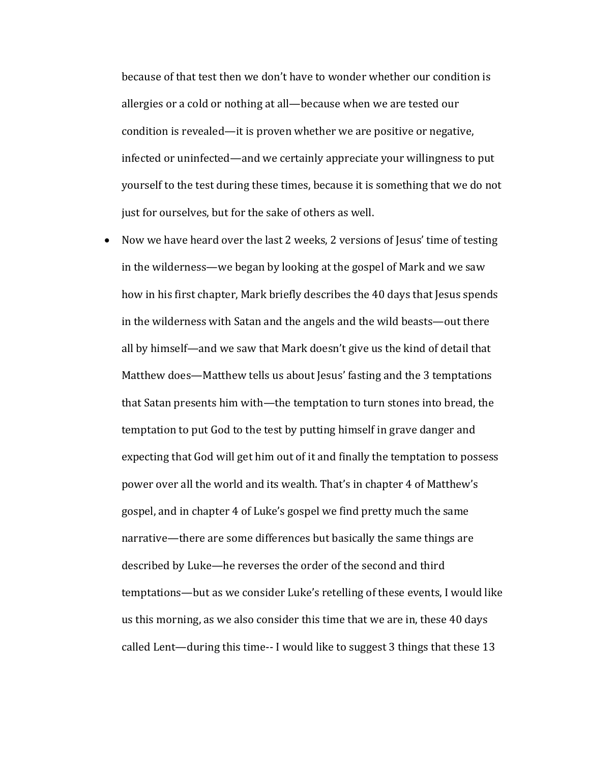because of that test then we don't have to wonder whether our condition is allergies or a cold or nothing at all—because when we are tested our condition is revealed—it is proven whether we are positive or negative, infected or uninfected—and we certainly appreciate your willingness to put yourself to the test during these times, because it is something that we do not just for ourselves, but for the sake of others as well.

- Now we have heard over the last 2 weeks, 2 versions of Jesus' time of testing in the wilderness—we began by looking at the gospel of Mark and we saw how in his first chapter, Mark briefly describes the 40 days that Jesus spends in the wilderness with Satan and the angels and the wild beasts—out there all by himself—and we saw that Mark doesn't give us the kind of detail that Matthew does—Matthew tells us about Jesus' fasting and the 3 temptations that Satan presents him with—the temptation to turn stones into bread, the temptation to put God to the test by putting himself in grave danger and expecting that God will get him out of it and finally the temptation to possess power over all the world and its wealth. That's in chapter 4 of Matthew's gospel, and in chapter 4 of Luke's gospel we find pretty much the same narrative—there are some differences but basically the same things are described by Luke—he reverses the order of the second and third temptations—but as we consider Luke's retelling of these events, I would like us this morning, as we also consider this time that we are in, these 40 days called Lent—during this time-- I would like to suggest 3 things that these 13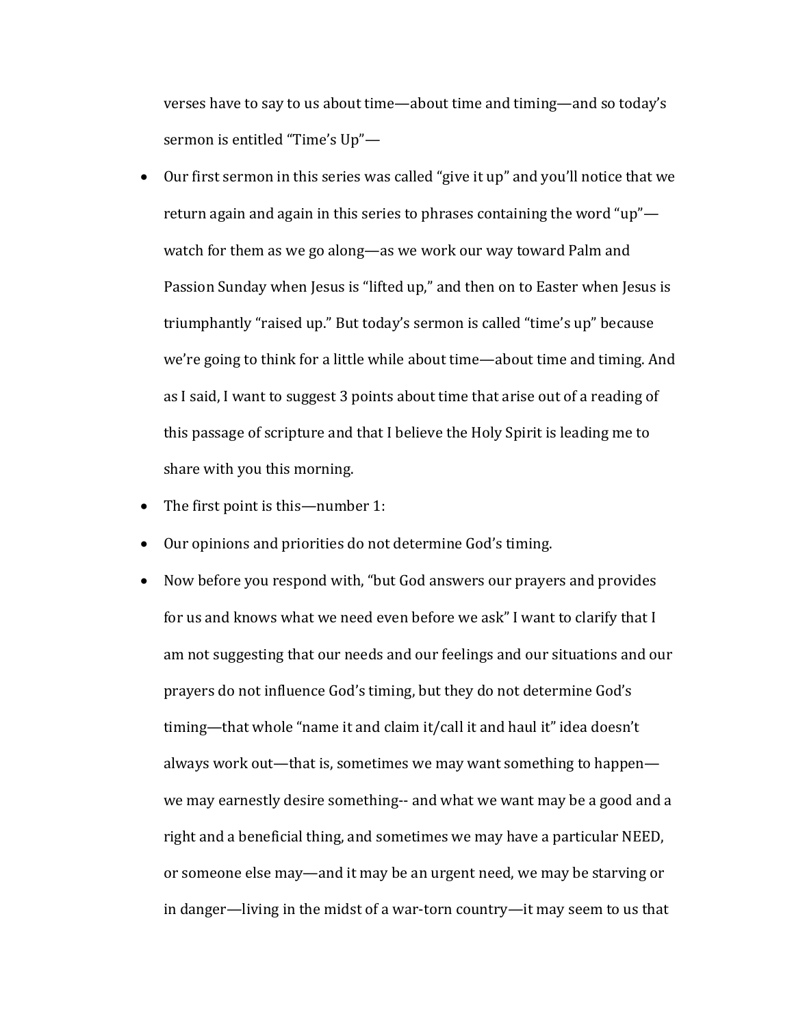verses have to say to us about time—about time and timing—and so today's sermon is entitled "Time's Up"—

- Our first sermon in this series was called "give it up" and you'll notice that we return again and again in this series to phrases containing the word "up"—watch for them as we go along—as we work our way toward Palm and Passion Sunday when Jesus is "lifted up," and then on to Easter when Jesus is triumphantly "raised up." But today's sermon is called "time's up" because we're going to think for a little while about time—about time and timing. And as I said, I want to suggest 3 points about time that arise out of a reading of this passage of scripture and that I believe the Holy Spirit is leading me to share with you this morning.
- The first point is this—number 1:
- Our opinions and priorities do not determine God's timing.
- Now before you respond with, "but God answers our prayers and provides for us and knows what we need even before we ask" I want to clarify that I am not suggesting that our needs and our feelings and our situations and our prayers do not influence God's timing, but they do not determine God's timing—that whole "name it and claim it/call it and haul it" idea doesn't always work out—that is, sometimes we may want something to happen—we may earnestly desire something-- and what we want may be a good and a right and a beneficial thing, and sometimes we may have a particular NEED, or someone else may—and it may be an urgent need, we may be starving or in danger—living in the midst of a war-torn country—it may seem to us that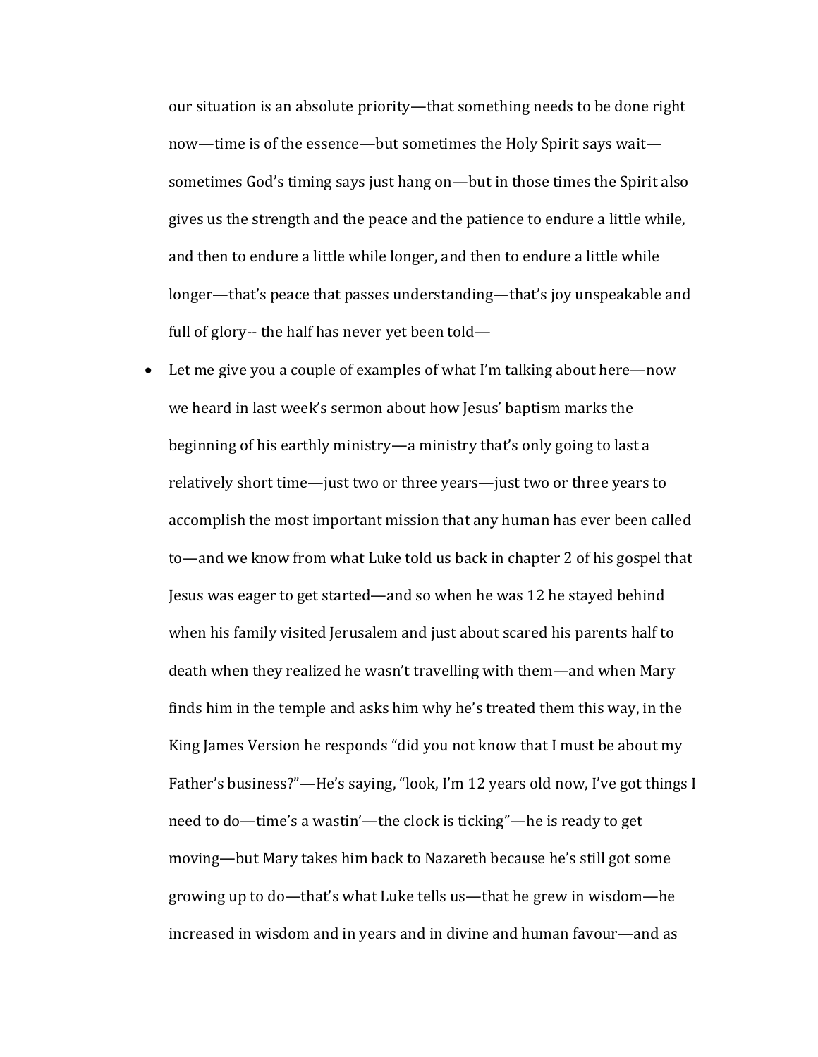our situation is an absolute priority—that something needs to be done right now—time is of the essence—but sometimes the Holy Spirit says wait—sometimes God's timing says just hang on—but in those times the Spirit also gives us the strength and the peace and the patience to endure a little while, and then to endure a little while longer, and then to endure a little while longer—that's peace that passes understanding—that's joy unspeakable and full of glory-- the half has never yet been told—

- Let me give you a couple of examples of what I'm talking about here—now we heard in last week's sermon about how Jesus' baptism marks the beginning of his earthly ministry—a ministry that's only going to last a relatively short time—just two or three years—just two or three years to accomplish the most important mission that any human has ever been called to—and we know from what Luke told us back in chapter 2 of his gospel that Jesus was eager to get started—and so when he was 12 he stayed behind when his family visited Jerusalem and just about scared his parents half to death when they realized he wasn't travelling with them—and when Mary finds him in the temple and asks him why he's treated them this way, in the King James Version he responds "did you not know that I must be about my Father's business?"—He's saying, "look, I'm 12 years old now, I've got things I need to do—time's a wastin'—the clock is ticking"—he is ready to get moving—but Mary takes him back to Nazareth because he's still got some growing up to do—that's what Luke tells us—that he grew in wisdom—he increased in wisdom and in years and in divine and human favour—and as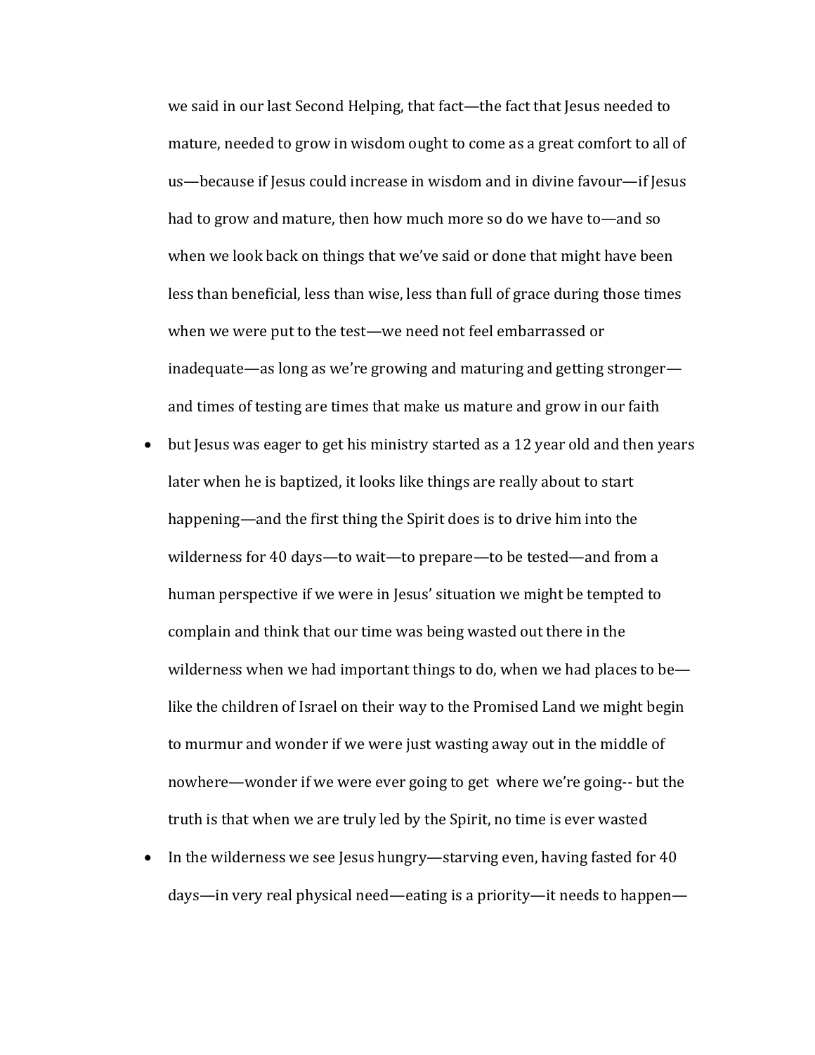we said in our last Second Helping, that fact—the fact that Jesus needed to mature, needed to grow in wisdom ought to come as a great comfort to all of us—because if Jesus could increase in wisdom and in divine favour—if Jesus had to grow and mature, then how much more so do we have to—and so when we look back on things that we've said or done that might have been less than beneficial, less than wise, less than full of grace during those times when we were put to the test—we need not feel embarrassed or inadequate—as long as we're growing and maturing and getting stronger—and times of testing are times that make us mature and grow in our faith

- but Jesus was eager to get his ministry started as a 12 year old and then years later when he is baptized, it looks like things are really about to start happening—and the first thing the Spirit does is to drive him into the wilderness for 40 days—to wait—to prepare—to be tested—and from a human perspective if we were in Jesus' situation we might be tempted to complain and think that our time was being wasted out there in the wilderness when we had important things to do, when we had places to be—like the children of Israel on their way to the Promised Land we might begin to murmur and wonder if we were just wasting away out in the middle of nowhere—wonder if we were ever going to get where we're going-- but the truth is that when we are truly led by the Spirit, no time is ever wasted
- In the wilderness we see Jesus hungry—starving even, having fasted for 40 days—in very real physical need—eating is a priority—it needs to happen—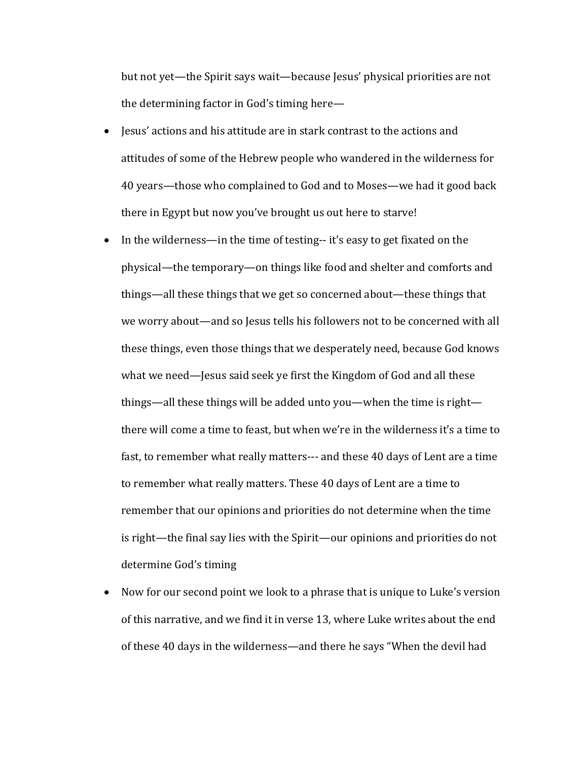but not yet—the Spirit says wait—because Jesus' physical priorities are not the determining factor in God's timing here—

- Jesus' actions and his attitude are in stark contrast to the actions and attitudes of some of the Hebrew people who wandered in the wilderness for 40 years—those who complained to God and to Moses—we had it good back there in Egypt but now you've brought us out here to starve!
- In the wilderness—in the time of testing-- it's easy to get fixated on the physical—the temporary—on things like food and shelter and comforts and things—all these things that we get so concerned about—these things that we worry about—and so Jesus tells his followers not to be concerned with all these things, even those things that we desperately need, because God knows what we need—Jesus said seek ye first the Kingdom of God and all these things—all these things will be added unto you—when the time is right—there will come a time to feast, but when we're in the wilderness it's a time to fast, to remember what really matters--- and these 40 days of Lent are a time to remember what really matters. These 40 days of Lent are a time to remember that our opinions and priorities do not determine when the time is right—the final say lies with the Spirit—our opinions and priorities do not determine God's timing
- Now for our second point we look to a phrase that is unique to Luke's version of this narrative, and we find it in verse 13, where Luke writes about the end of these 40 days in the wilderness—and there he says "When the devil had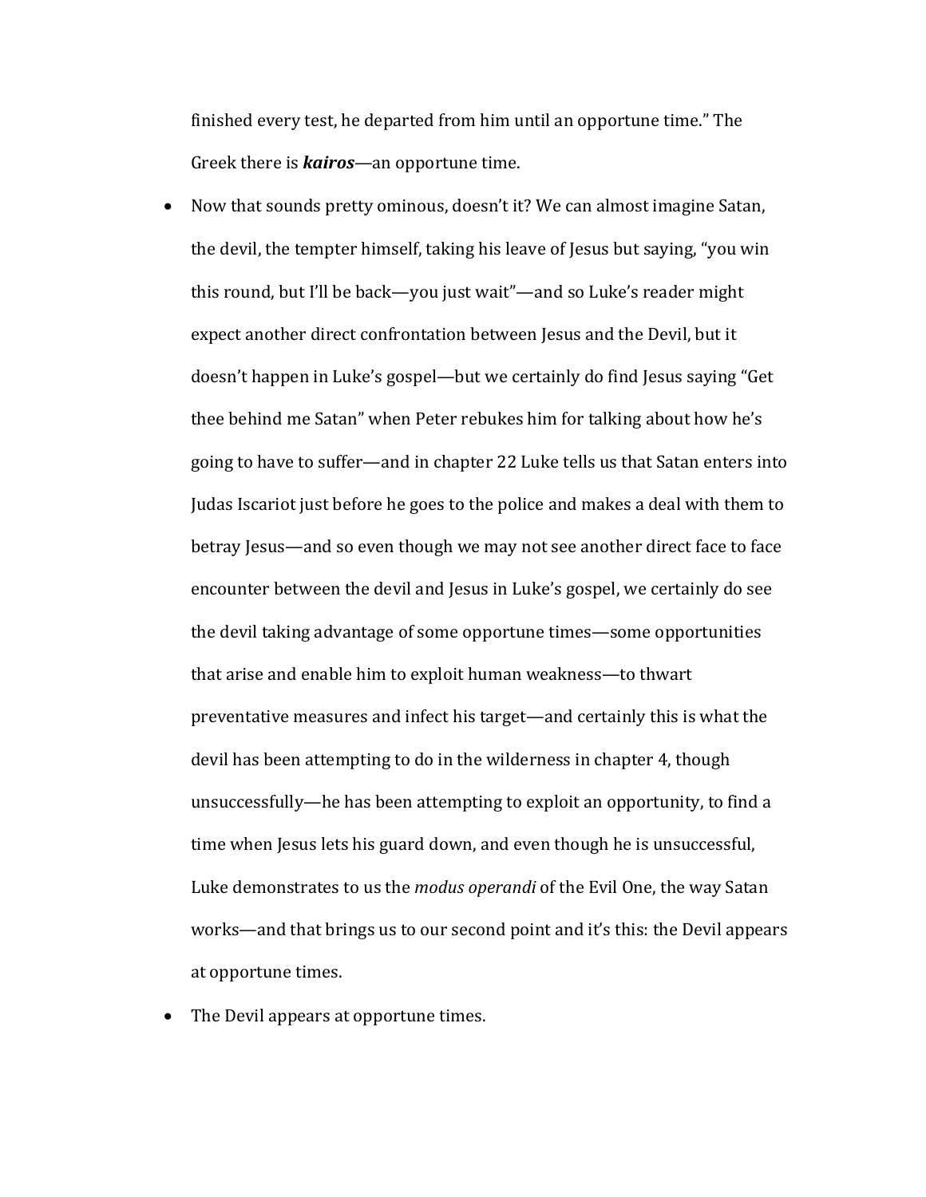finished every test, he departed from him until an opportune time." The Greek there is ***kairos***—an opportune time.

- Now that sounds pretty ominous, doesn't it? We can almost imagine Satan, the devil, the tempter himself, taking his leave of Jesus but saying, "you win this round, but I'll be back—you just wait"—and so Luke's reader might expect another direct confrontation between Jesus and the Devil, but it doesn't happen in Luke's gospel—but we certainly do find Jesus saying "Get thee behind me Satan" when Peter rebukes him for talking about how he's going to have to suffer—and in chapter 22 Luke tells us that Satan enters into Judas Iscariot just before he goes to the police and makes a deal with them to betray Jesus—and so even though we may not see another direct face to face encounter between the devil and Jesus in Luke's gospel, we certainly do see the devil taking advantage of some opportune times—some opportunities that arise and enable him to exploit human weakness—to thwart preventative measures and infect his target—and certainly this is what the devil has been attempting to do in the wilderness in chapter 4, though unsuccessfully—he has been attempting to exploit an opportunity, to find a time when Jesus lets his guard down, and even though he is unsuccessful, Luke demonstrates to us the *modus operandi* of the Evil One, the way Satan works—and that brings us to our second point and it's this: the Devil appears at opportune times.
- The Devil appears at opportune times.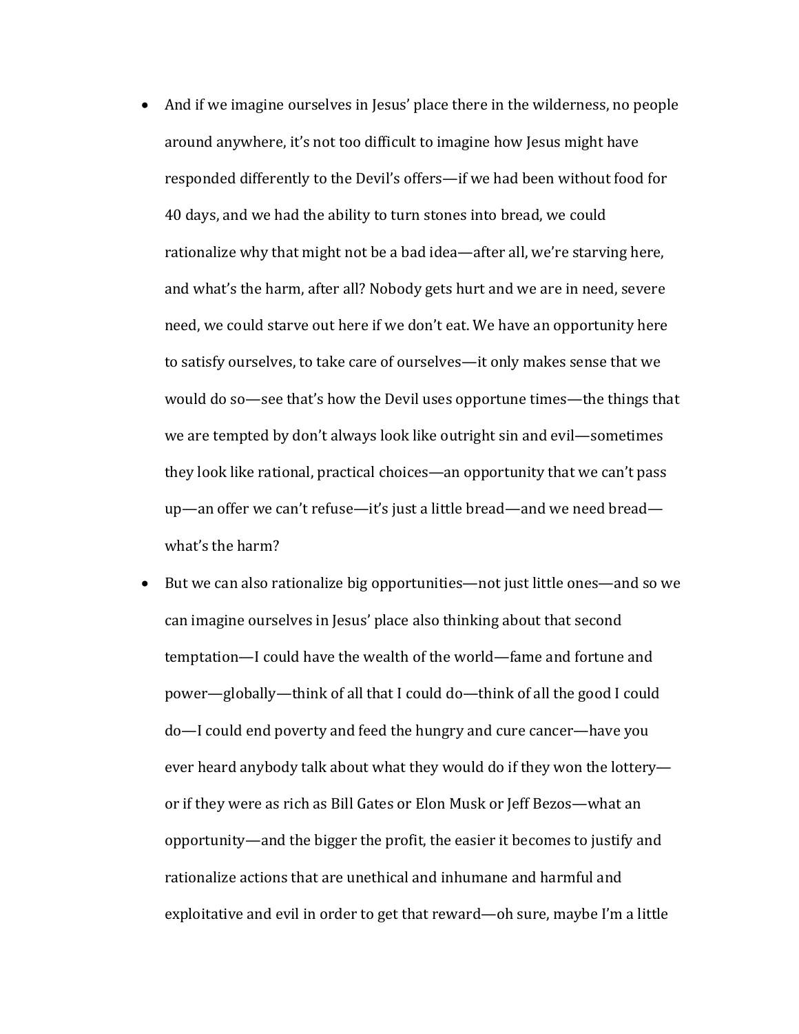- And if we imagine ourselves in Jesus' place there in the wilderness, no people around anywhere, it's not too difficult to imagine how Jesus might have responded differently to the Devil's offers—if we had been without food for 40 days, and we had the ability to turn stones into bread, we could rationalize why that might not be a bad idea—after all, we're starving here, and what's the harm, after all? Nobody gets hurt and we are in need, severe need, we could starve out here if we don't eat. We have an opportunity here to satisfy ourselves, to take care of ourselves—it only makes sense that we would do so—see that's how the Devil uses opportune times—the things that we are tempted by don't always look like outright sin and evil—sometimes they look like rational, practical choices—an opportunity that we can't pass up—an offer we can't refuse—it's just a little bread—and we need bread—what's the harm?
- But we can also rationalize big opportunities—not just little ones—and so we can imagine ourselves in Jesus' place also thinking about that second temptation—I could have the wealth of the world—fame and fortune and power—globally—think of all that I could do—think of all the good I could do—I could end poverty and feed the hungry and cure cancer—have you ever heard anybody talk about what they would do if they won the lottery—or if they were as rich as Bill Gates or Elon Musk or Jeff Bezos—what an opportunity—and the bigger the profit, the easier it becomes to justify and rationalize actions that are unethical and inhumane and harmful and exploitative and evil in order to get that reward—oh sure, maybe I'm a little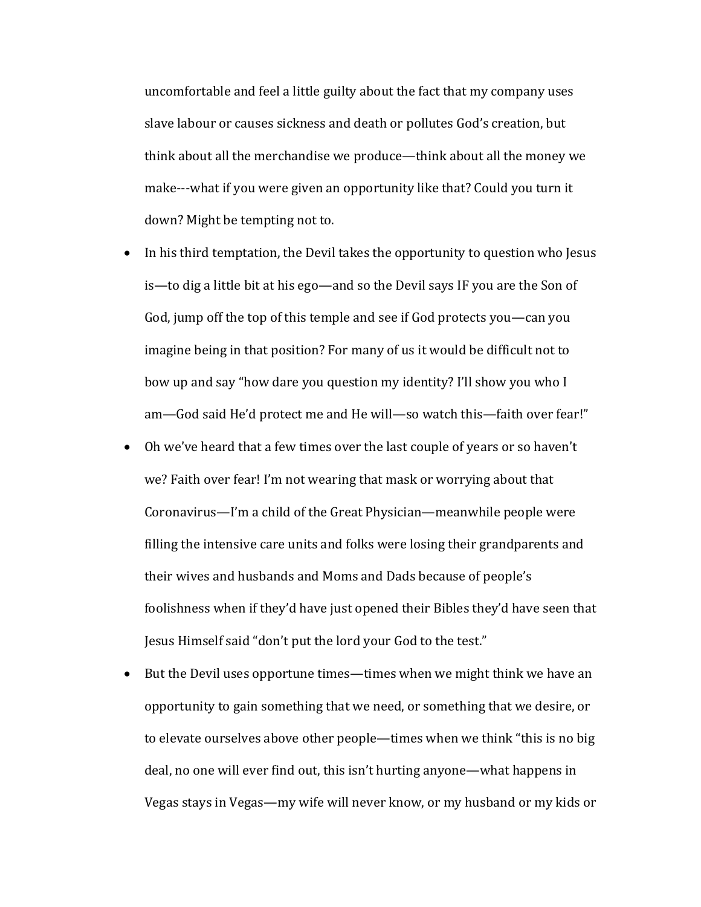uncomfortable and feel a little guilty about the fact that my company uses slave labour or causes sickness and death or pollutes God's creation, but think about all the merchandise we produce—think about all the money we make---what if you were given an opportunity like that? Could you turn it down? Might be tempting not to.

- In his third temptation, the Devil takes the opportunity to question who Jesus is—to dig a little bit at his ego—and so the Devil says IF you are the Son of God, jump off the top of this temple and see if God protects you—can you imagine being in that position? For many of us it would be difficult not to bow up and say "how dare you question my identity? I'll show you who I am—God said He'd protect me and He will—so watch this—faith over fear!"
- Oh we've heard that a few times over the last couple of years or so haven't we? Faith over fear! I'm not wearing that mask or worrying about that Coronavirus—I'm a child of the Great Physician—meanwhile people were filling the intensive care units and folks were losing their grandparents and their wives and husbands and Moms and Dads because of people's foolishness when if they'd have just opened their Bibles they'd have seen that Jesus Himself said "don't put the lord your God to the test."
- But the Devil uses opportune times—times when we might think we have an opportunity to gain something that we need, or something that we desire, or to elevate ourselves above other people—times when we think "this is no big deal, no one will ever find out, this isn't hurting anyone—what happens in Vegas stays in Vegas—my wife will never know, or my husband or my kids or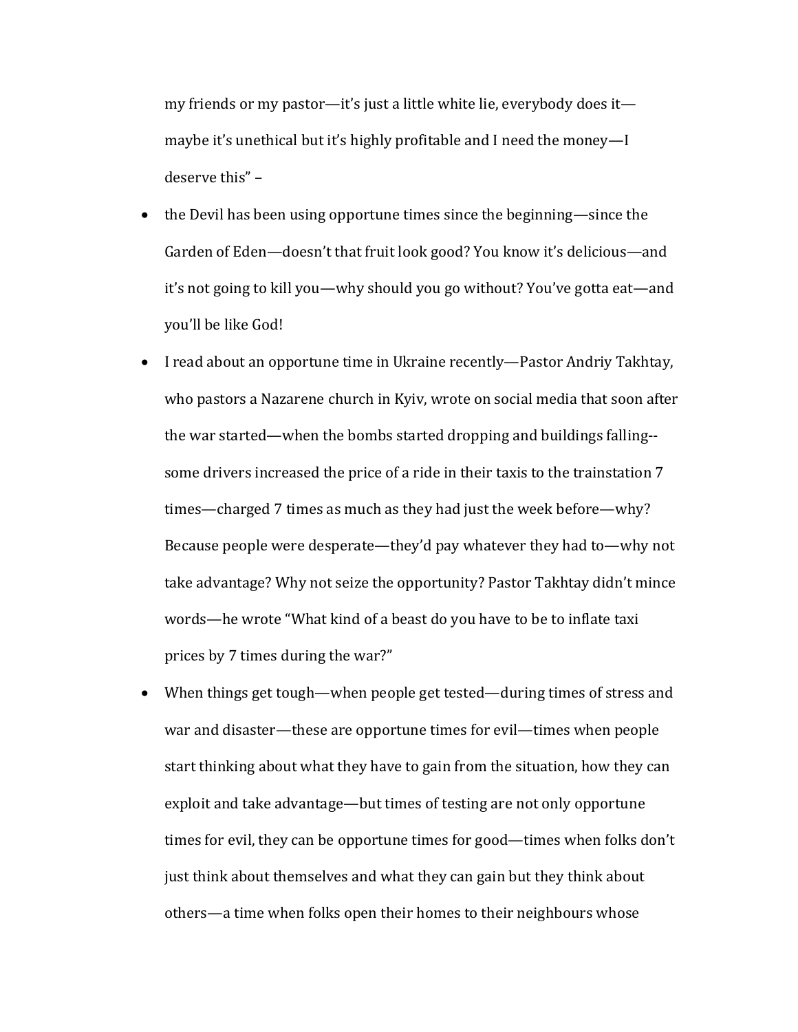my friends or my pastor—it's just a little white lie, everybody does it—maybe it's unethical but it's highly profitable and I need the money—I deserve this" –

- the Devil has been using opportune times since the beginning—since the Garden of Eden—doesn't that fruit look good? You know it's delicious—and it's not going to kill you—why should you go without? You've gotta eat—and you'll be like God!
- I read about an opportune time in Ukraine recently—Pastor Andriy Takhtay, who pastors a Nazarene church in Kyiv, wrote on social media that soon after the war started—when the bombs started dropping and buildings falling--some drivers increased the price of a ride in their taxis to the trainstation 7 times—charged 7 times as much as they had just the week before—why? Because people were desperate—they'd pay whatever they had to—why not take advantage? Why not seize the opportunity? Pastor Takhtay didn't mince words—he wrote "What kind of a beast do you have to be to inflate taxi prices by 7 times during the war?"
- When things get tough—when people get tested—during times of stress and war and disaster—these are opportune times for evil—times when people start thinking about what they have to gain from the situation, how they can exploit and take advantage—but times of testing are not only opportune times for evil, they can be opportune times for good—times when folks don't just think about themselves and what they can gain but they think about others—a time when folks open their homes to their neighbours whose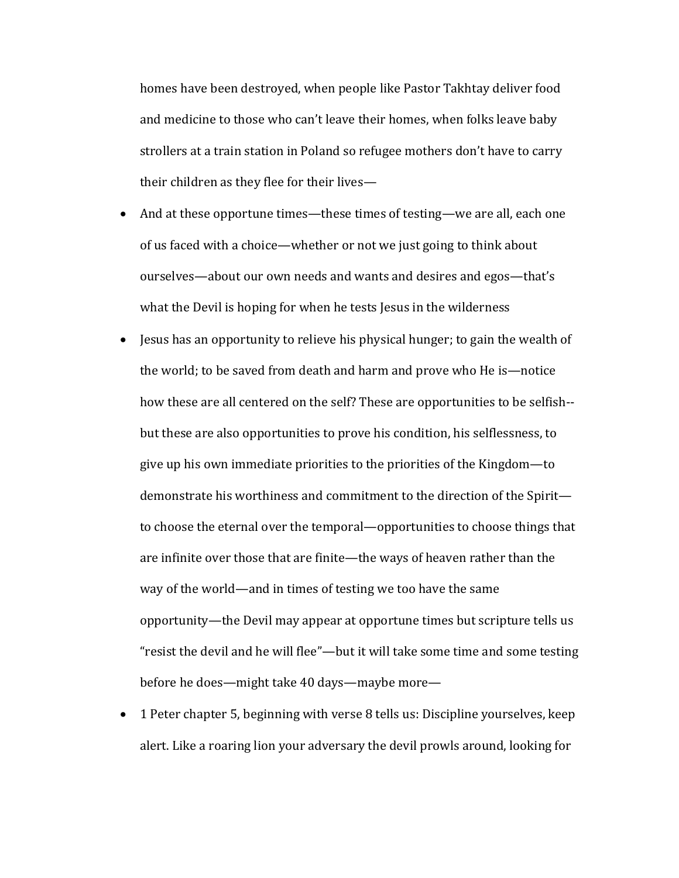homes have been destroyed, when people like Pastor Takhtay deliver food and medicine to those who can't leave their homes, when folks leave baby strollers at a train station in Poland so refugee mothers don't have to carry their children as they flee for their lives—

- And at these opportune times—these times of testing—we are all, each one of us faced with a choice—whether or not we just going to think about ourselves—about our own needs and wants and desires and egos—that's what the Devil is hoping for when he tests Jesus in the wilderness
- Jesus has an opportunity to relieve his physical hunger; to gain the wealth of the world; to be saved from death and harm and prove who He is—notice how these are all centered on the self? These are opportunities to be selfish--but these are also opportunities to prove his condition, his selflessness, to give up his own immediate priorities to the priorities of the Kingdom—to demonstrate his worthiness and commitment to the direction of the Spirit—to choose the eternal over the temporal—opportunities to choose things that are infinite over those that are finite—the ways of heaven rather than the way of the world—and in times of testing we too have the same opportunity—the Devil may appear at opportune times but scripture tells us "resist the devil and he will flee"—but it will take some time and some testing before he does—might take 40 days—maybe more—
- 1 Peter chapter 5, beginning with verse 8 tells us: Discipline yourselves, keep alert. Like a roaring lion your adversary the devil prowls around, looking for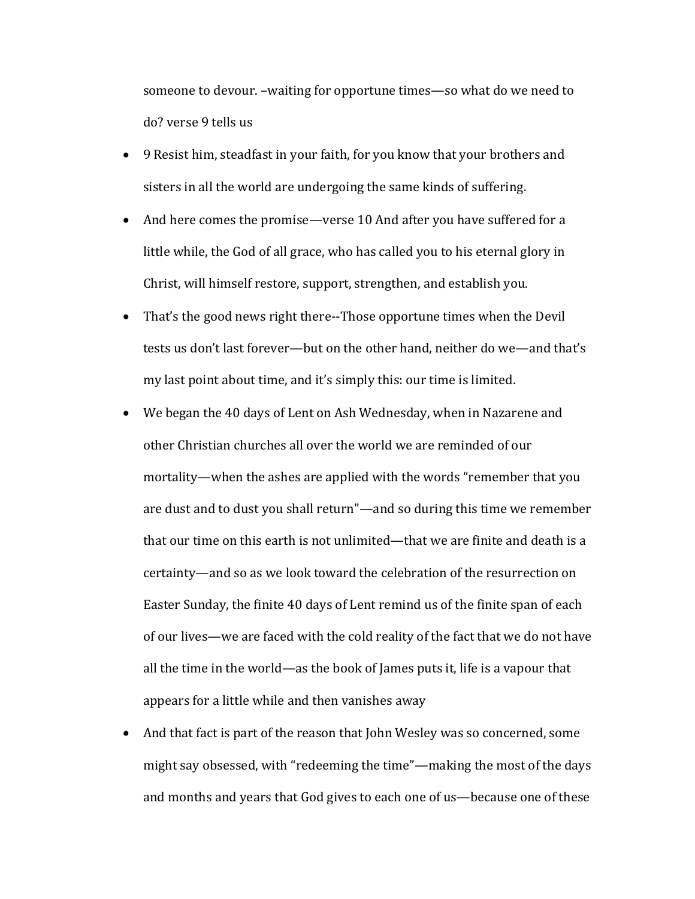someone to devour. –waiting for opportune times—so what do we need to do? verse 9 tells us

- 9 Resist him, steadfast in your faith, for you know that your brothers and sisters in all the world are undergoing the same kinds of suffering.
- And here comes the promise—verse 10 And after you have suffered for a little while, the God of all grace, who has called you to his eternal glory in Christ, will himself restore, support, strengthen, and establish you.
- That's the good news right there--Those opportune times when the Devil tests us don't last forever—but on the other hand, neither do we—and that's my last point about time, and it's simply this: our time is limited.
- We began the 40 days of Lent on Ash Wednesday, when in Nazarene and other Christian churches all over the world we are reminded of our mortality—when the ashes are applied with the words "remember that you are dust and to dust you shall return"—and so during this time we remember that our time on this earth is not unlimited—that we are finite and death is a certainty—and so as we look toward the celebration of the resurrection on Easter Sunday, the finite 40 days of Lent remind us of the finite span of each of our lives—we are faced with the cold reality of the fact that we do not have all the time in the world—as the book of James puts it, life is a vapour that appears for a little while and then vanishes away
- And that fact is part of the reason that John Wesley was so concerned, some might say obsessed, with "redeeming the time"—making the most of the days and months and years that God gives to each one of us—because one of these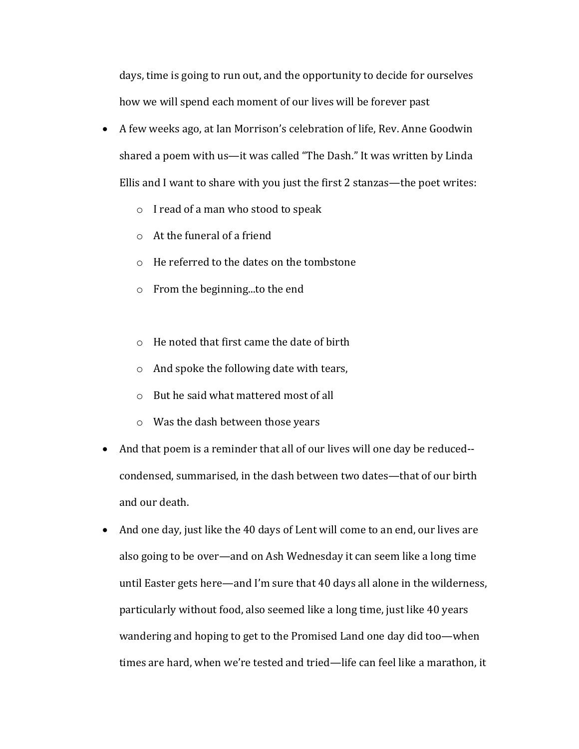days, time is going to run out, and the opportunity to decide for ourselves how we will spend each moment of our lives will be forever past

- A few weeks ago, at Ian Morrison's celebration of life, Rev. Anne Goodwin shared a poem with us—it was called "The Dash." It was written by Linda Ellis and I want to share with you just the first 2 stanzas—the poet writes:
  - I read of a man who stood to speak
  - At the funeral of a friend
  - He referred to the dates on the tombstone
  - From the beginning...to the end

  - He noted that first came the date of birth
  - And spoke the following date with tears,
  - But he said what mattered most of all
  - Was the dash between those years
- And that poem is a reminder that all of our lives will one day be reduced--condensed, summarised, in the dash between two dates—that of our birth and our death.
- And one day, just like the 40 days of Lent will come to an end, our lives are also going to be over—and on Ash Wednesday it can seem like a long time until Easter gets here—and I'm sure that 40 days all alone in the wilderness, particularly without food, also seemed like a long time, just like 40 years wandering and hoping to get to the Promised Land one day did too—when times are hard, when we're tested and tried—life can feel like a marathon, it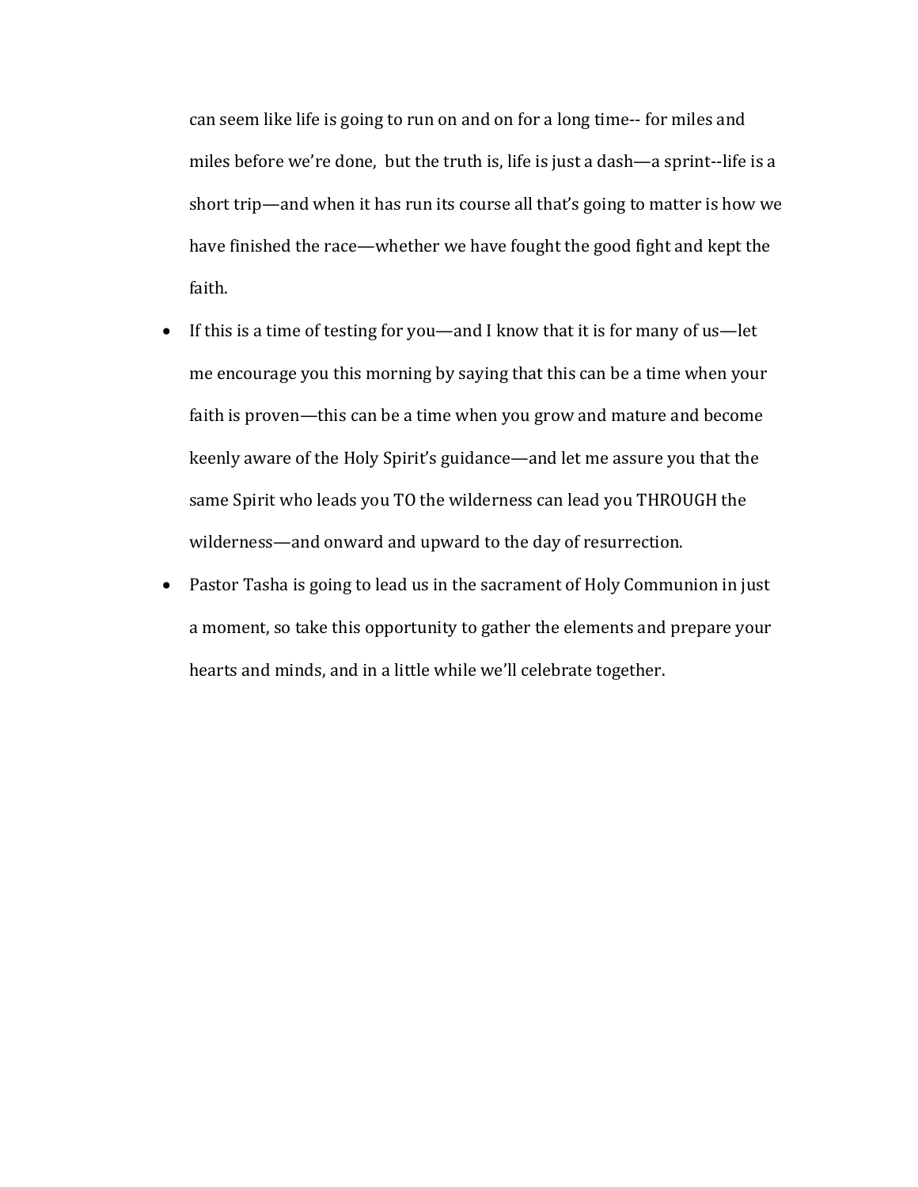can seem like life is going to run on and on for a long time-- for miles and miles before we're done, but the truth is, life is just a dash—a sprint--life is a short trip—and when it has run its course all that's going to matter is how we have finished the race—whether we have fought the good fight and kept the faith.

- If this is a time of testing for you—and I know that it is for many of us—let me encourage you this morning by saying that this can be a time when your faith is proven—this can be a time when you grow and mature and become keenly aware of the Holy Spirit's guidance—and let me assure you that the same Spirit who leads you TO the wilderness can lead you THROUGH the wilderness—and onward and upward to the day of resurrection.
- Pastor Tasha is going to lead us in the sacrament of Holy Communion in just a moment, so take this opportunity to gather the elements and prepare your hearts and minds, and in a little while we'll celebrate together.